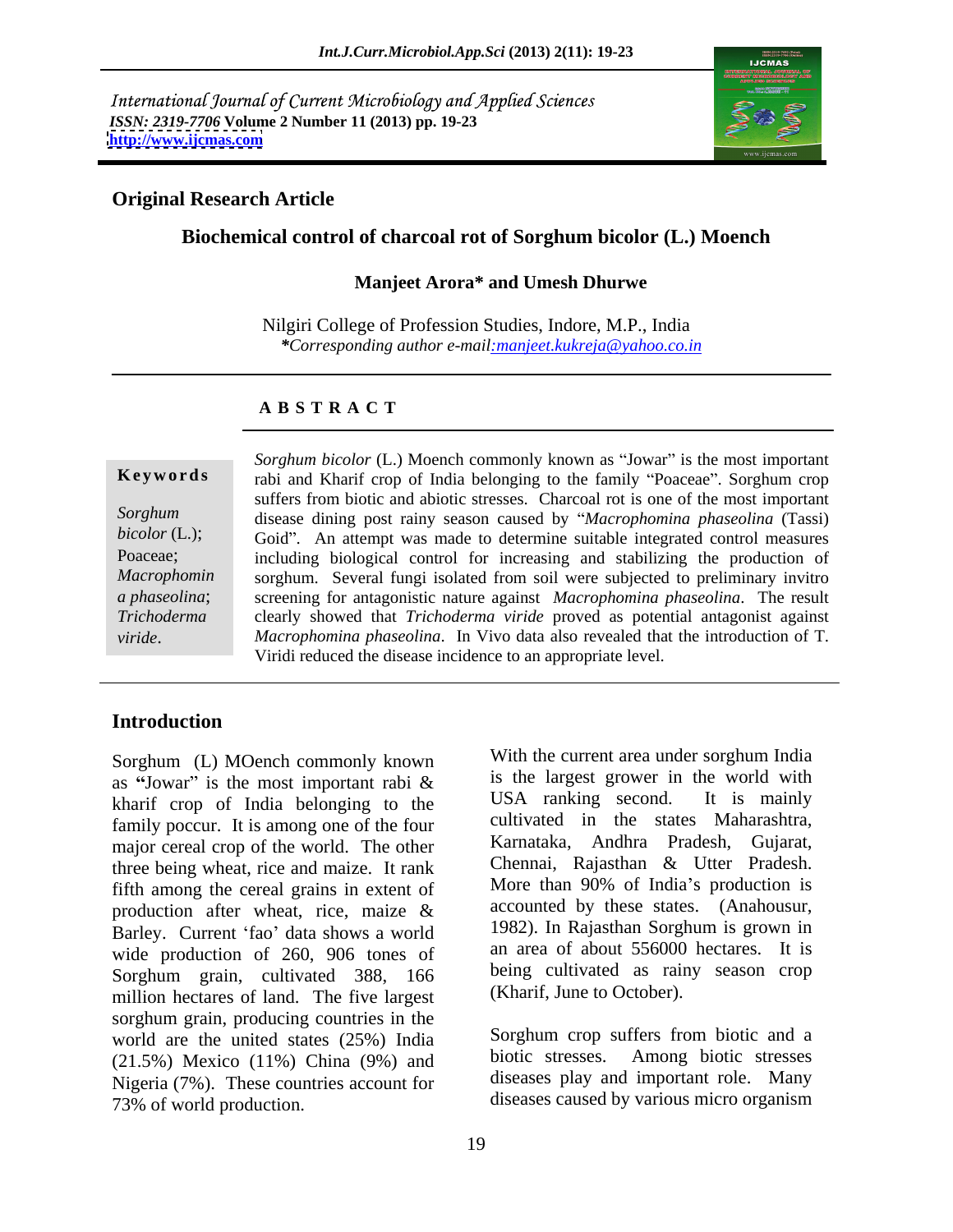International Journal of Current Microbiology and Applied Sciences
*ISSN: 2319-7706* **Volume 2 Number 11 (2013) pp. 19-23**
**http://www.ijcmas.com**

**Original Research Article**

# Biochemical control of charcoal rot of Sorghum bicolor (L.) Moench

**Manjeet Arora\* and Umesh Dhurwe**

Nilgiri College of Profession Studies, Indore, M.P., India
*\*Corresponding author e-mail:manjeet.kukreja@yahoo.co.in*

## A B S T R A C T

**Keywords**

*Sorghum bicolor* (L.); Poaceae; *Macrophomina phaseolina*; *Trichoderma viride*.

*Sorghum bicolor* (L.) Moench commonly known as "Jowar" is the most important rabi and Kharif crop of India belonging to the family "Poaceae". Sorghum crop suffers from biotic and abiotic stresses. Charcoal rot is one of the most important disease dining post rainy season caused by "*Macrophomina phaseolina* (Tassi) Goid". An attempt was made to determine suitable integrated control measures including biological control for increasing and stabilizing the production of sorghum. Several fungi isolated from soil were subjected to preliminary invitro screening for antagonistic nature against *Macrophomina phaseolina*. The result clearly showed that *Trichoderma viride* proved as potential antagonist against *Macrophomina phaseolina*. In Vivo data also revealed that the introduction of T. Viridi reduced the disease incidence to an appropriate level.

## Introduction

Sorghum (L) MOench commonly known as "Jowar" is the most important rabi & kharif crop of India belonging to the family poccur. It is among one of the four major cereal crop of the world. The other three being wheat, rice and maize. It rank fifth among the cereal grains in extent of production after wheat, rice, maize & Barley. Current 'fao' data shows a world wide production of 260, 906 tones of Sorghum grain, cultivated 388, 166 million hectares of land. The five largest sorghum grain, producing countries in the world are the united states (25%) India (21.5%) Mexico (11%) China (9%) and Nigeria (7%). These countries account for 73% of world production.

With the current area under sorghum India is the largest grower in the world with USA ranking second. It is mainly cultivated in the states Maharashtra, Karnataka, Andhra Pradesh, Gujarat, Chennai, Rajasthan & Utter Pradesh. More than 90% of India's production is accounted by these states. (Anahousur, 1982). In Rajasthan Sorghum is grown in an area of about 556000 hectares. It is being cultivated as rainy season crop (Kharif, June to October).

Sorghum crop suffers from biotic and a biotic stresses. Among biotic stresses diseases play and important role. Many diseases caused by various micro organism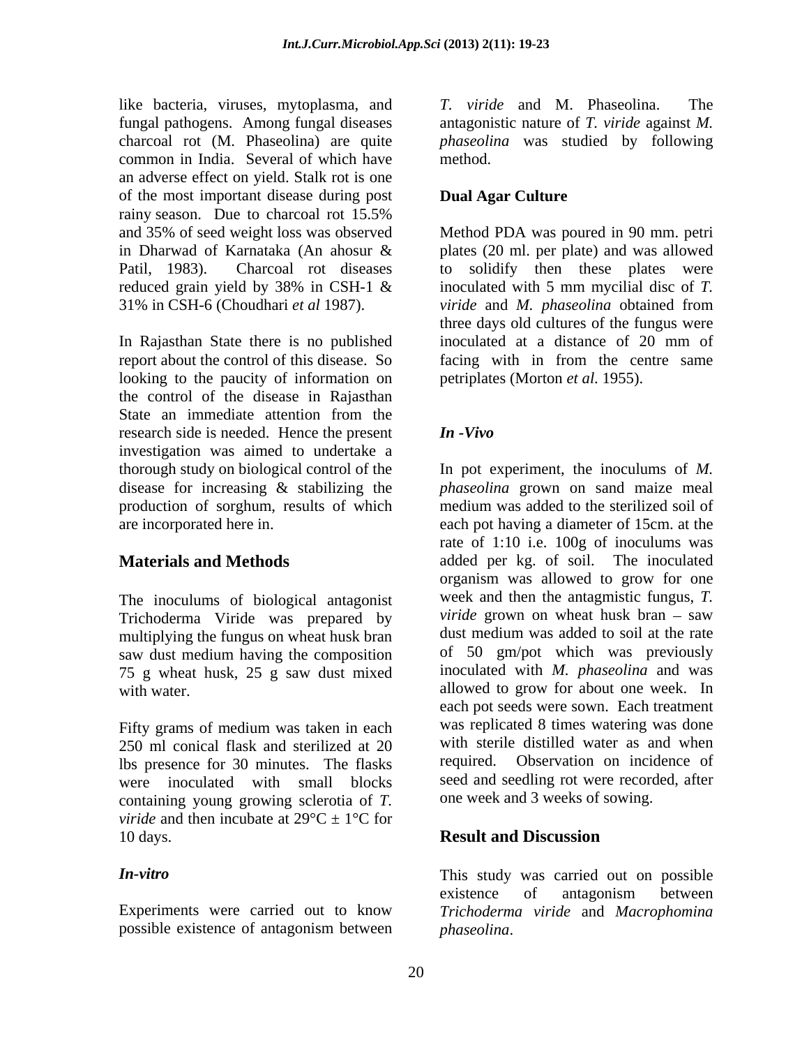like bacteria, viruses, mytoplasma, and fungal pathogens. Among fungal diseases charcoal rot (M. Phaseolina) are quite common in India. Several of which have an adverse effect on yield. Stalk rot is one of the most important disease during post rainy season. Due to charcoal rot 15.5% and 35% of seed weight loss was observed in Dharwad of Karnataka (An ahosur & Patil, 1983). Charcoal rot diseases reduced grain yield by 38% in CSH-1 & 31% in CSH-6 (Choudhari *et al* 1987).

In Rajasthan State there is no published report about the control of this disease. So looking to the paucity of information on the control of the disease in Rajasthan State an immediate attention from the research side is needed. Hence the present investigation was aimed to undertake a thorough study on biological control of the disease for increasing & stabilizing the production of sorghum, results of which are incorporated here in.

## Materials and Methods

The inoculums of biological antagonist Trichoderma Viride was prepared by multiplying the fungus on wheat husk bran saw dust medium having the composition 75 g wheat husk, 25 g saw dust mixed with water.

Fifty grams of medium was taken in each 250 ml conical flask and sterilized at 20 lbs presence for 30 minutes. The flasks were inoculated with small blocks containing young growing sclerotia of *T. viride* and then incubate at 29°C ± 1°C for 10 days.

### *In-vitro*

Experiments were carried out to know possible existence of antagonism between *T. viride* and M. Phaseolina. The antagonistic nature of *T. viride* against *M. phaseolina* was studied by following method.

### Dual Agar Culture

Method PDA was poured in 90 mm. petri plates (20 ml. per plate) and was allowed to solidify then these plates were inoculated with 5 mm mycilial disc of *T. viride* and *M. phaseolina* obtained from three days old cultures of the fungus were inoculated at a distance of 20 mm of facing with in from the centre same petriplates (Morton *et al.* 1955).

### *In -Vivo*

In pot experiment, the inoculums of *M. phaseolina* grown on sand maize meal medium was added to the sterilized soil of each pot having a diameter of 15cm. at the rate of 1:10 i.e. 100g of inoculums was added per kg. of soil. The inoculated organism was allowed to grow for one week and then the antagmistic fungus, *T. viride* grown on wheat husk bran – saw dust medium was added to soil at the rate of 50 gm/pot which was previously inoculated with *M. phaseolina* and was allowed to grow for about one week. In each pot seeds were sown. Each treatment was replicated 8 times watering was done with sterile distilled water as and when required. Observation on incidence of seed and seedling rot were recorded, after one week and 3 weeks of sowing.

## Result and Discussion

This study was carried out on possible existence of antagonism between *Trichoderma viride* and *Macrophomina phaseolina*.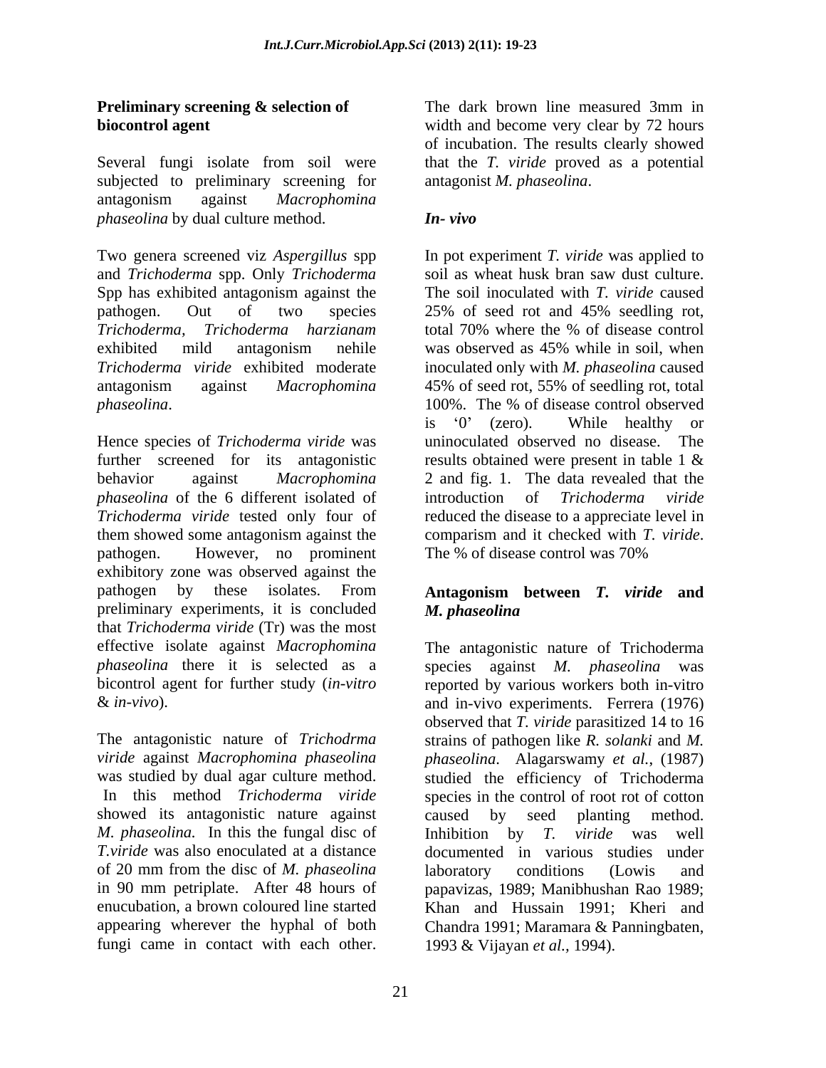**Preliminary screening & selection of biocontrol agent**

Several fungi isolate from soil were subjected to preliminary screening for antagonism against *Macrophomina phaseolina* by dual culture method.

Two genera screened viz *Aspergillus* spp and *Trichoderma* spp. Only *Trichoderma* Spp has exhibited antagonism against the pathogen. Out of two species *Trichoderma, Trichoderma harzianam* exhibited mild antagonism nehile *Trichoderma viride* exhibited moderate antagonism against *Macrophomina phaseolina*.

Hence species of *Trichoderma viride* was further screened for its antagonistic behavior against *Macrophomina phaseolina* of the 6 different isolated of *Trichoderma viride* tested only four of them showed some antagonism against the pathogen. However, no prominent exhibitory zone was observed against the pathogen by these isolates. From preliminary experiments, it is concluded that *Trichoderma viride* (Tr) was the most effective isolate against *Macrophomina phaseolina* there it is selected as a bicontrol agent for further study (*in-vitro* & *in-vivo*).

The antagonistic nature of *Trichodrma viride* against *Macrophomina phaseolina* was studied by dual agar culture method. In this method *Trichoderma viride* showed its antagonistic nature against *M. phaseolina.* In this the fungal disc of *T.viride* was also enoculated at a distance of 20 mm from the disc of *M. phaseolina* in 90 mm petriplate. After 48 hours of enucubation, a brown coloured line started appearing wherever the hyphal of both fungi came in contact with each other. The dark brown line measured 3mm in width and become very clear by 72 hours of incubation. The results clearly showed that the *T. viride* proved as a potential antagonist *M. phaseolina*.

***In- vivo***

In pot experiment *T. viride* was applied to soil as wheat husk bran saw dust culture. The soil inoculated with *T. viride* caused 25% of seed rot and 45% seedling rot, total 70% where the % of disease control was observed as 45% while in soil, when inoculated only with *M. phaseolina* caused 45% of seed rot, 55% of seedling rot, total 100%. The % of disease control observed is '0' (zero). While healthy or uninoculated observed no disease. The results obtained were present in table 1 & 2 and fig. 1. The data revealed that the introduction of *Trichoderma viride* reduced the disease to a appreciate level in comparism and it checked with *T. viride*. The % of disease control was 70%

**Antagonism between *T. viride* and *M. phaseolina***

The antagonistic nature of Trichoderma species against *M. phaseolina* was reported by various workers both in-vitro and in-vivo experiments. Ferrera (1976) observed that *T. viride* parasitized 14 to 16 strains of pathogen like *R. solanki* and *M. phaseolina*. Alagarswamy *et al.*, (1987) studied the efficiency of Trichoderma species in the control of root rot of cotton caused by seed planting method. Inhibition by *T. viride* was well documented in various studies under laboratory conditions (Lowis and papavizas, 1989; Manibhushan Rao 1989; Khan and Hussain 1991; Kheri and Chandra 1991; Maramara & Panningbaten, 1993 & Vijayan *et al.*, 1994).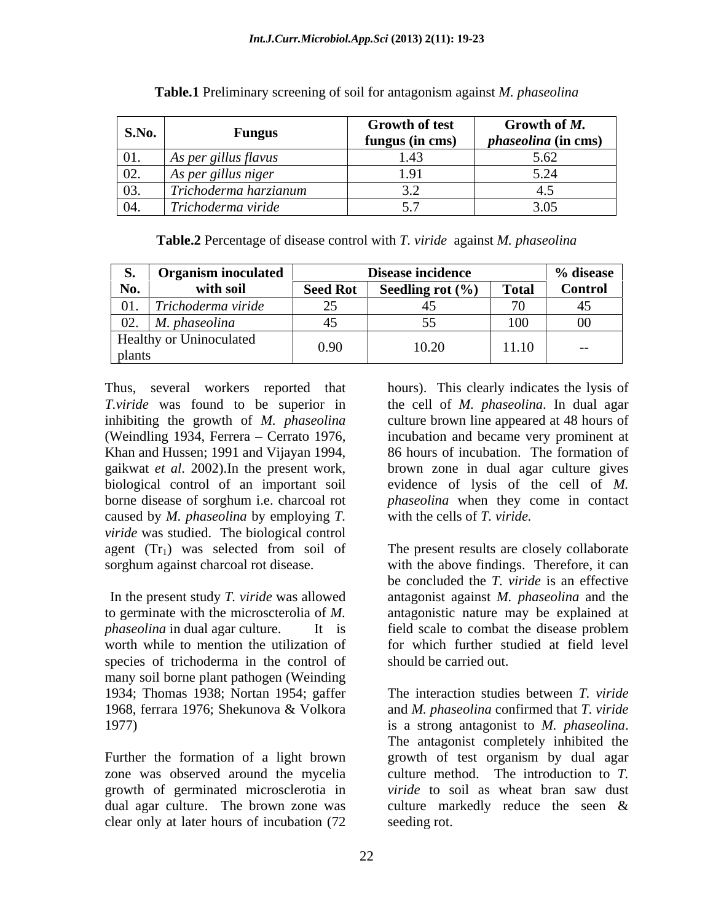**Table.1** Preliminary screening of soil for antagonism against *M. phaseolina*

| S.No. | Fungus | Growth of test fungus (in cms) | Growth of *M. phaseolina* (in cms) |
|---|---|---|---|
| 01. | *As per gillus flavus* | 1.43 | 5.62 |
| 02. | *As per gillus niger* | 1.91 | 5.24 |
| 03. | *Trichoderma harzianum* | 3.2 | 4.5 |
| 04. | *Trichoderma viride* | 5.7 | 3.05 |

**Table.2** Percentage of disease control with *T. viride* against *M. phaseolina*

| S. No. | Organism inoculated with soil | Disease incidence | | | % disease Control |
|---|---|---|---|---|---|
| | | Seed Rot | Seedling rot (%) | Total | |
| 01. | *Trichoderma viride* | 25 | 45 | 70 | 45 |
| 02. | *M. phaseolina* | 45 | 55 | 100 | 00 |
| Healthy or Uninoculated plants | | 0.90 | 10.20 | 11.10 | -- |

Thus, several workers reported that *T.viride* was found to be superior in inhibiting the growth of *M. phaseolina* (Weindling 1934, Ferrera – Cerrato 1976, Khan and Hussen; 1991 and Vijayan 1994, gaikwat *et al*. 2002).In the present work, biological control of an important soil borne disease of sorghum i.e. charcoal rot caused by *M. phaseolina* by employing *T. viride* was studied. The biological control agent ($Tr_1$) was selected from soil of sorghum against charcoal rot disease.

In the present study *T. viride* was allowed to germinate with the microscterolia of *M. phaseolina* in dual agar culture. It is worth while to mention the utilization of species of trichoderma in the control of many soil borne plant pathogen (Weinding 1934; Thomas 1938; Nortan 1954; gaffer 1968, ferrara 1976; Shekunova & Volkora 1977)

Further the formation of a light brown zone was observed around the mycelia growth of germinated microsclerotia in dual agar culture. The brown zone was clear only at later hours of incubation (72 hours). This clearly indicates the lysis of the cell of *M. phaseolina*. In dual agar culture brown line appeared at 48 hours of incubation and became very prominent at 86 hours of incubation. The formation of brown zone in dual agar culture gives evidence of lysis of the cell of *M. phaseolina* when they come in contact with the cells of *T. viride.*

The present results are closely collaborate with the above findings. Therefore, it can be concluded the *T. viride* is an effective antagonist against *M. phaseolina* and the antagonistic nature may be explained at field scale to combat the disease problem for which further studied at field level should be carried out.

The interaction studies between *T. viride* and *M. phaseolina* confirmed that *T. viride* is a strong antagonist to *M. phaseolina*. The antagonist completely inhibited the growth of test organism by dual agar culture method. The introduction to *T. viride* to soil as wheat bran saw dust culture markedly reduce the seen & seeding rot.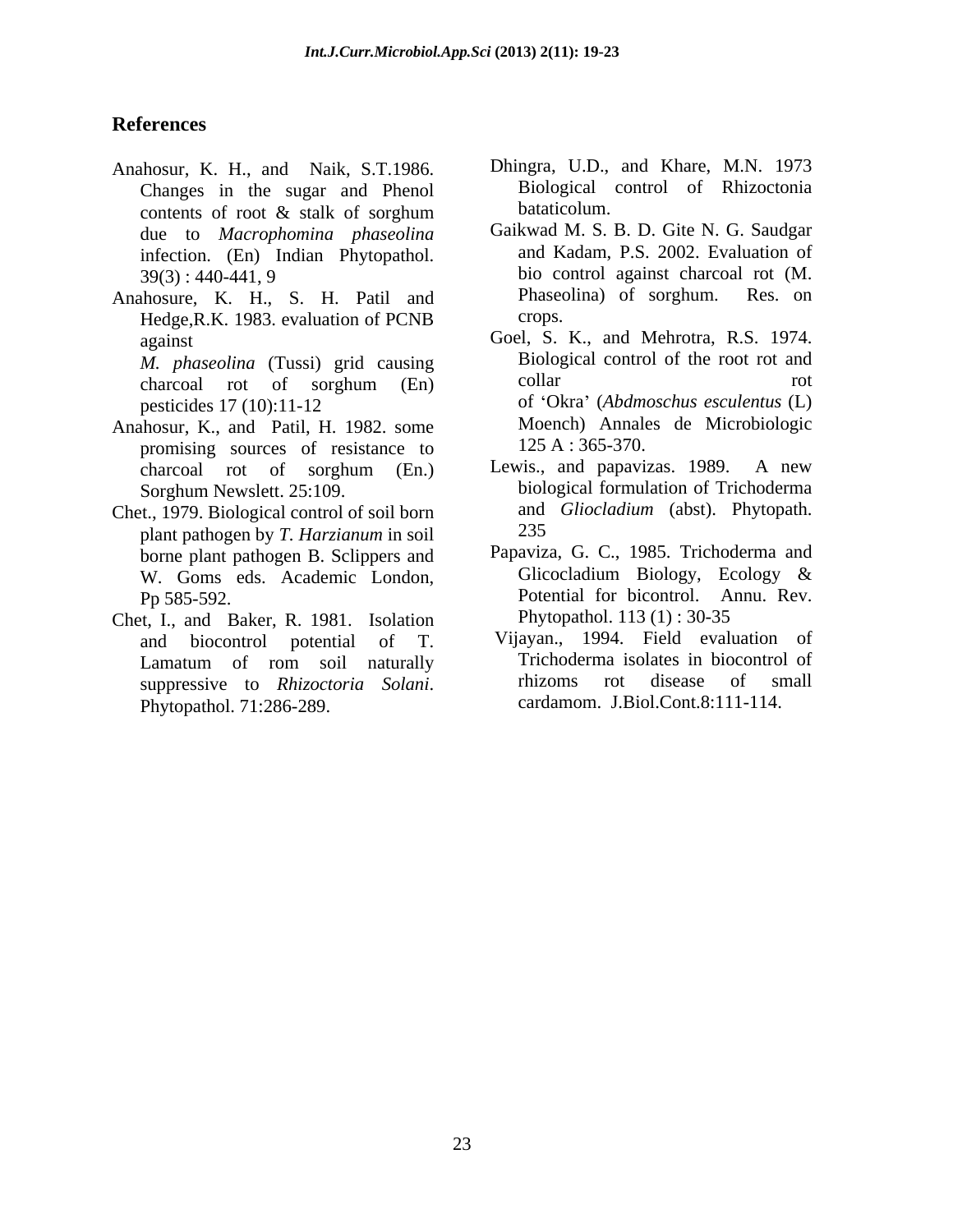## References

Anahosur, K. H., and Naik, S.T.1986. Changes in the sugar and Phenol contents of root & stalk of sorghum due to *Macrophomina phaseolina* infection. (En) Indian Phytopathol. 39(3) : 440-441, 9

Anahosure, K. H., S. H. Patil and Hedge,R.K. 1983. evaluation of PCNB against *M. phaseolina* (Tussi) grid causing charcoal rot of sorghum (En) pesticides 17 (10):11-12

Anahosur, K., and Patil, H. 1982. some promising sources of resistance to charcoal rot of sorghum (En.) Sorghum Newslett. 25:109.

Chet., 1979. Biological control of soil born plant pathogen by *T. Harzianum* in soil borne plant pathogen B. Sclippers and W. Goms eds. Academic London, Pp 585-592.

Chet, I., and Baker, R. 1981. Isolation and biocontrol potential of T. Lamatum of rom soil naturally suppressive to *Rhizoctoria Solani*. Phytopathol. 71:286-289.

Dhingra, U.D., and Khare, M.N. 1973 Biological control of Rhizoctonia bataticolum.

Gaikwad M. S. B. D. Gite N. G. Saudgar and Kadam, P.S. 2002. Evaluation of bio control against charcoal rot (M. Phaseolina) of sorghum. Res. on crops.

Goel, S. K., and Mehrotra, R.S. 1974. Biological control of the root rot and collar rot of 'Okra' (*Abdmoschus esculentus* (L) Moench) Annales de Microbiologic 125 A : 365-370.

Lewis., and papavizas. 1989. A new biological formulation of Trichoderma and *Gliocladium* (abst). Phytopath. 235

Papaviza, G. C., 1985. Trichoderma and Glicocladium Biology, Ecology & Potential for bicontrol. Annu. Rev. Phytopathol. 113 (1) : 30-35

Vijayan., 1994. Field evaluation of Trichoderma isolates in biocontrol of rhizoms rot disease of small cardamom. J.Biol.Cont.8:111-114.